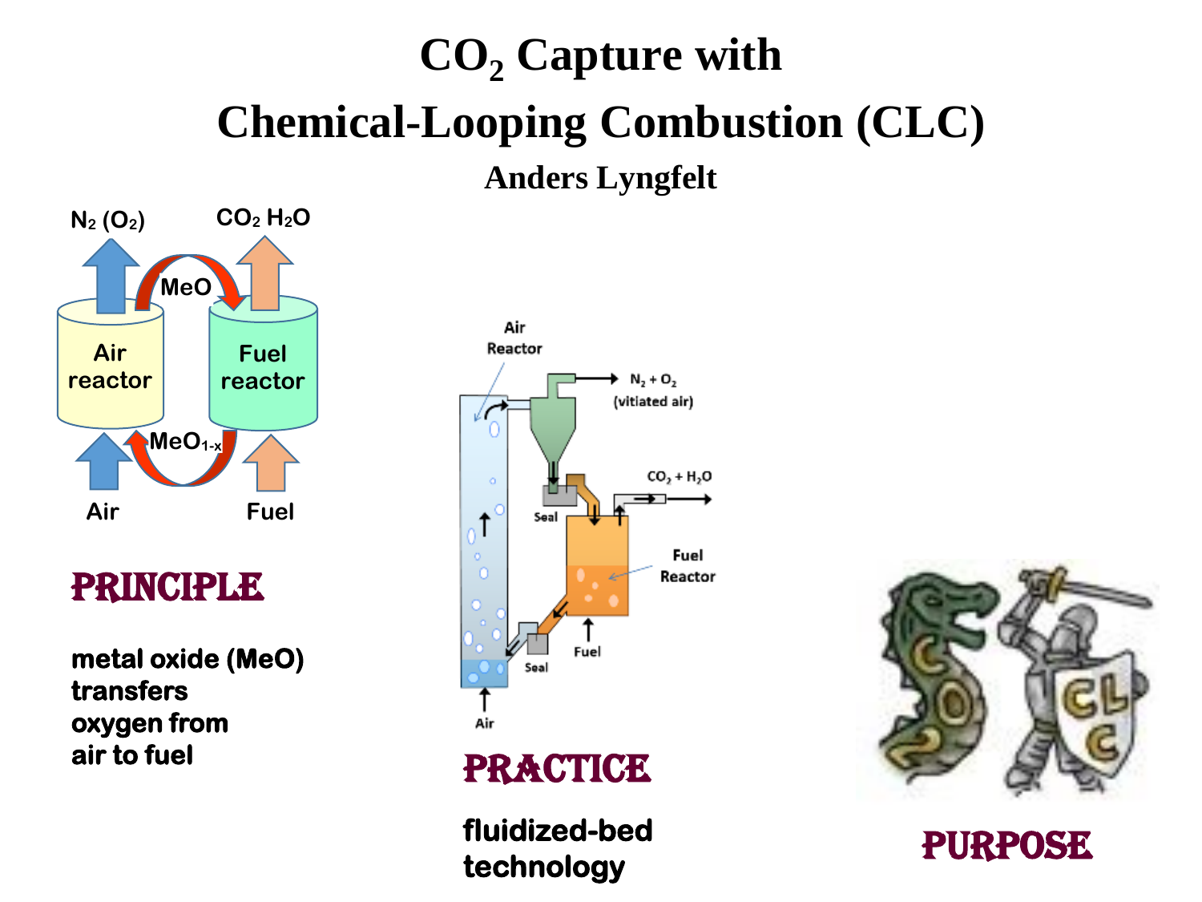# $CO_2$ Capture with Chemical-Looping Combustion (CLC)

**Anders Lyngfelt**

## PRINCIPLE

**metal oxide (MeO) transfers oxygen from air to fuel**

## PRACTICE

**fluidized-bed technology**

## PURPOSE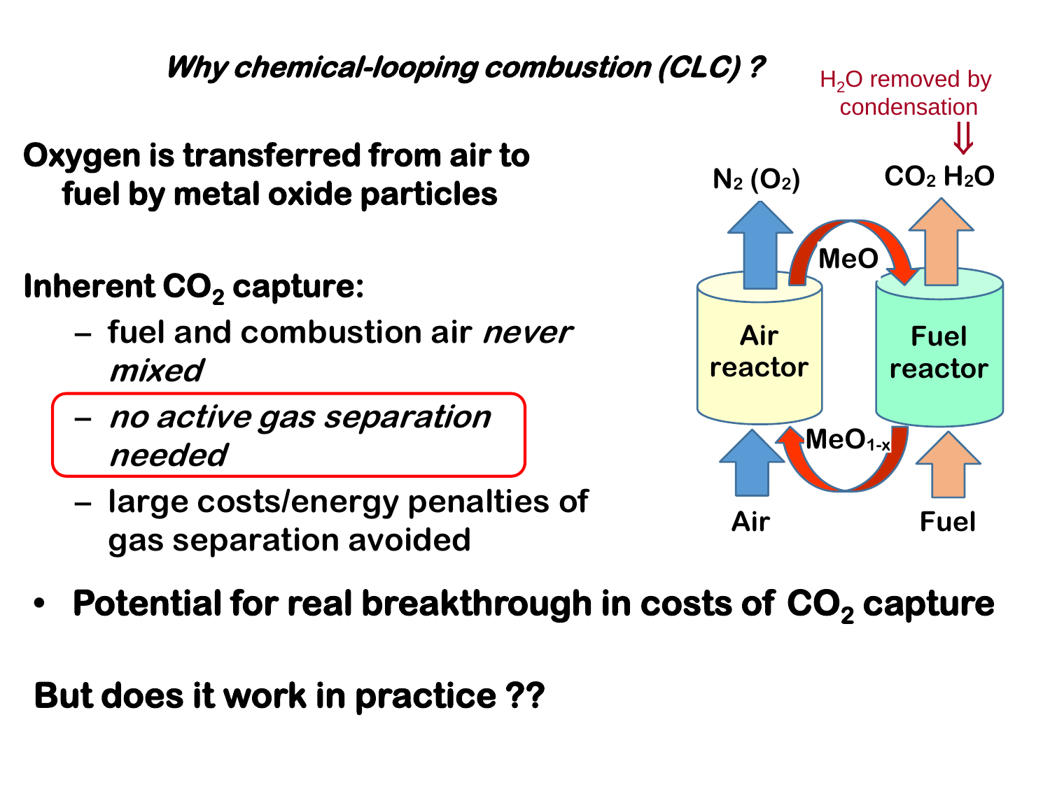## *Why chemical-looping combustion (CLC) ?*

**Oxygen is transferred from air to fuel by metal oxide particles**

**Inherent $CO_2$ capture:**

- fuel and combustion air *never mixed*
- *no active gas separation needed*
- large costs/energy penalties of gas separation avoided

$H_2O$ removed by condensation

$N_2$ ($O_2$) | $CO_2$ $H_2O$

MeO

Air reactor | Fuel reactor

$MeO_{1-x}$

Air | Fuel

- **Potential for real breakthrough in costs of $CO_2$ capture**

**But does it work in practice ??**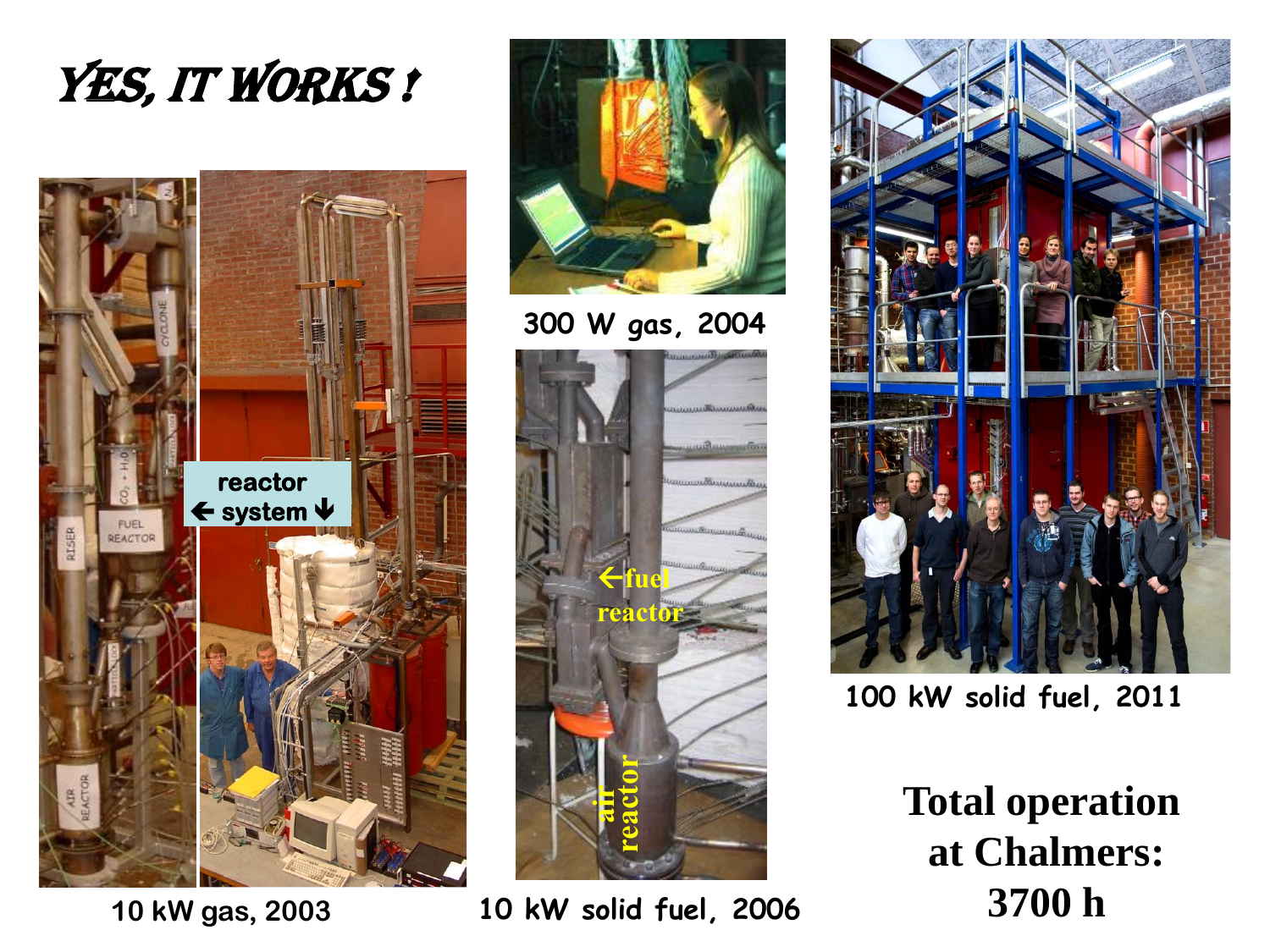# YES, IT WORKS !

reactor ← system ↓

10 kW gas, 2003

300 W gas, 2004

←fuel reactor

air reactor

10 kW solid fuel, 2006

100 kW solid fuel, 2011

**Total operation at Chalmers: 3700 h**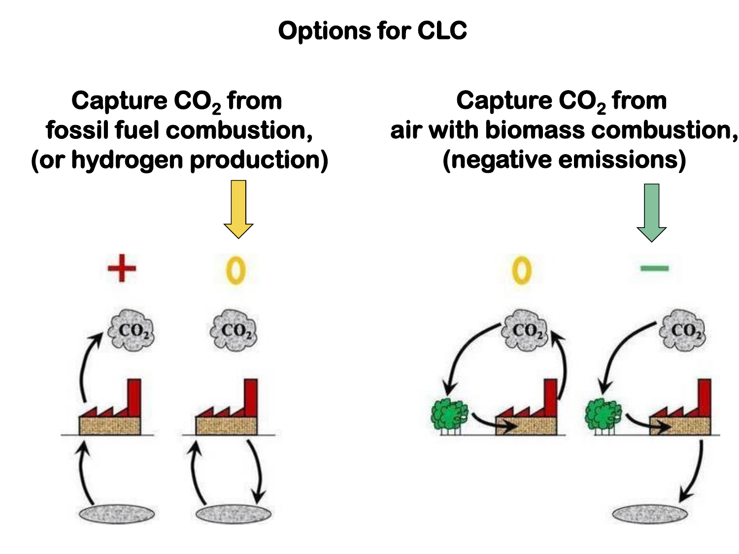# Options for CLC

**Capture $CO_2$ from fossil fuel combustion, (or hydrogen production)**

**Capture $CO_2$ from air with biomass combustion, (negative emissions)**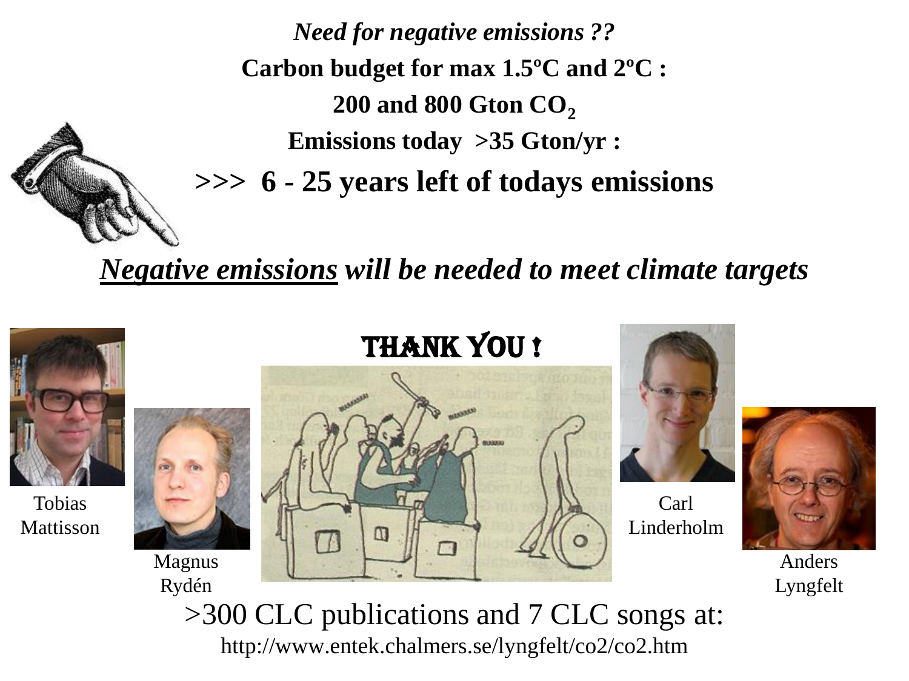***Need for negative emissions ??***

**Carbon budget for max 1.5ºC and 2ºC :**

**200 and 800 Gton $CO_2$**

**Emissions today >35 Gton/yr :**

## >>> 6 - 25 years left of todays emissions

## ***<u>Negative emissions</u> will be needed to meet climate targets***

**THANK YOU !**

Tobias Mattisson

Magnus Rydén

Carl Linderholm

Anders Lyngfelt

>300 CLC publications and 7 CLC songs at:

http://www.entek.chalmers.se/lyngfelt/co2/co2.htm